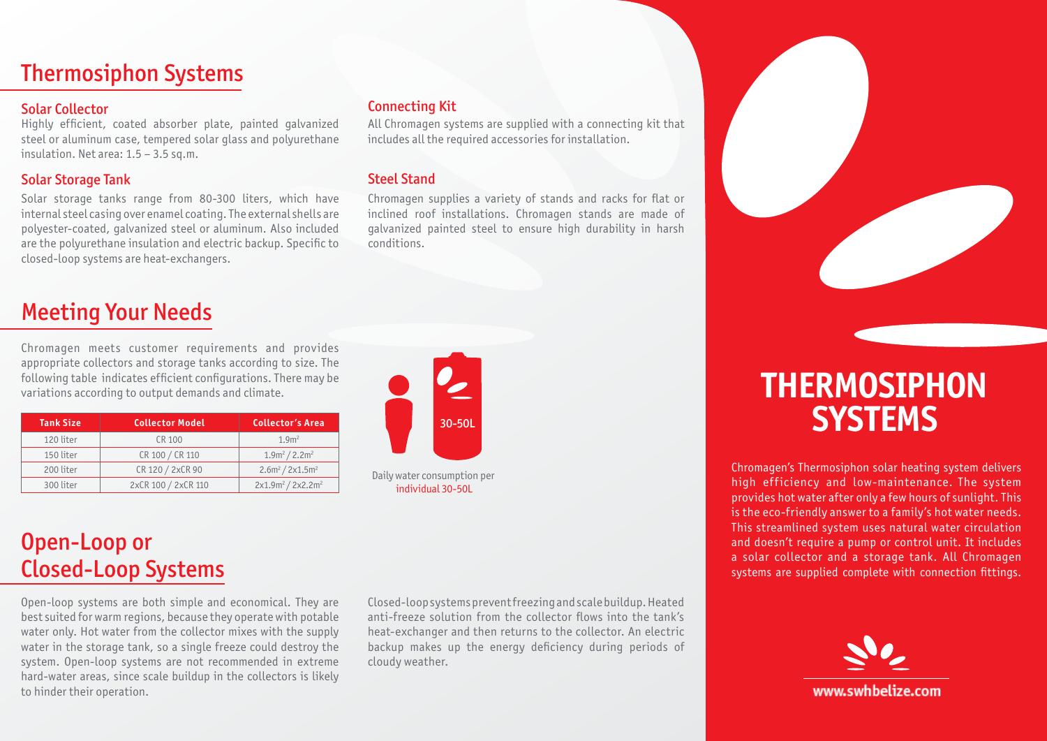# Thermosiphon Systems

## Solar Collector

Highly efficient, coated absorber plate, painted galvanized steel or aluminum case, tempered solar glass and polyurethane insulation. Net area: 1.5 – 3.5 sq.m.

## Solar Storage Tank

Solar storage tanks range from 80-300 liters, which have internal steel casing over enamel coating. The external shells are polyester-coated, galvanized steel or aluminum. Also included are the polyurethane insulation and electric backup. Specific to closed-loop systems are heat-exchangers.

## Connecting Kit

All Chromagen systems are supplied with a connecting kit that includes all the required accessories for installation.

## Steel Stand

Chromagen supplies a variety of stands and racks for flat or inclined roof installations. Chromagen stands are made of galvanized painted steel to ensure high durability in harsh conditions.

# Meeting Your Needs

Chromagen meets customer requirements and provides appropriate collectors and storage tanks according to size. The following table indicates efficient configurations. There may be variations according to output demands and climate.

| Tank Size | Collector Model | Collector's Area |
|---|---|---|
| 120 liter | CR 100 | $1.9m^2$ |
| 150 liter | CR 100 / CR 110 | $1.9m^2$ / $2.2m^2$ |
| 200 liter | CR 120 / 2xCR 90 | $2.6m^2$ / $2x1.5m^2$ |
| 300 liter | 2xCR 100 / 2xCR 110 | $2x1.9m^2$ / $2x2.2m^2$ |

30-50L

Daily water consumption per individual 30-50L

# Open-Loop or Closed-Loop Systems

Open-loop systems are both simple and economical. They are best suited for warm regions, because they operate with potable water only. Hot water from the collector mixes with the supply water in the storage tank, so a single freeze could destroy the system. Open-loop systems are not recommended in extreme hard-water areas, since scale buildup in the collectors is likely to hinder their operation.

Closed-loop systems prevent freezing and scale buildup. Heated anti-freeze solution from the collector flows into the tank's heat-exchanger and then returns to the collector. An electric backup makes up the energy deficiency during periods of cloudy weather.

# THERMOSIPHON SYSTEMS

Chromagen's Thermosiphon solar heating system delivers high efficiency and low-maintenance. The system provides hot water after only a few hours of sunlight. This is the eco-friendly answer to a family's hot water needs. This streamlined system uses natural water circulation and doesn't require a pump or control unit. It includes a solar collector and a storage tank. All Chromagen systems are supplied complete with connection fittings.

www.swhbelize.com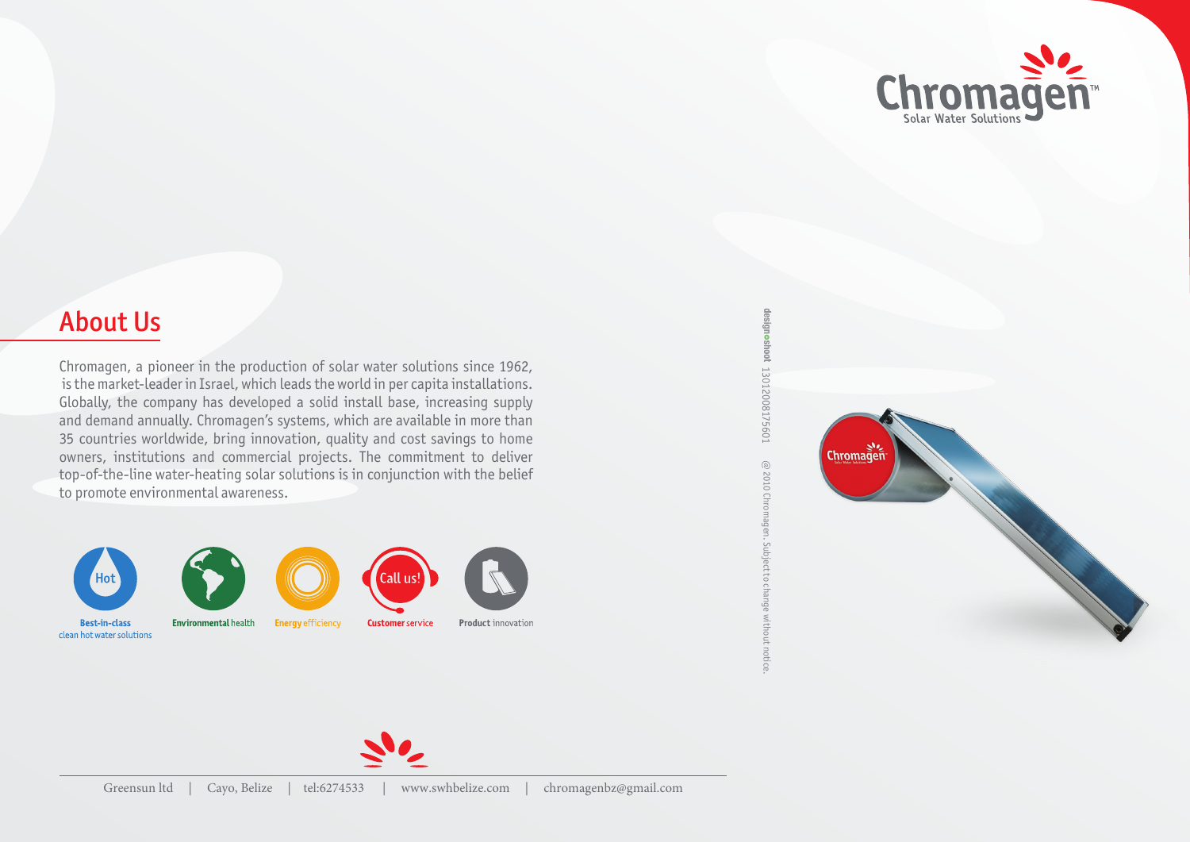Chromagen™
Solar Water Solutions

## About Us

Chromagen, a pioneer in the production of solar water solutions since 1962, is the market-leader in Israel, which leads the world in per capita installations. Globally, the company has developed a solid install base, increasing supply and demand annually. Chromagen's systems, which are available in more than 35 countries worldwide, bring innovation, quality and cost savings to home owners, institutions and commercial projects. The commitment to deliver top-of-the-line water-heating solar solutions is in conjunction with the belief to promote environmental awareness.

Hot
**Best-in-class** clean hot water solutions

**Environmental** health

**Energy** efficiency

Call us!
**Customer** service

**Product** innovation

designoshoot 1301200817560l @ 2010 Chromagen. Subject to change without notice.

Greensun ltd | Cayo, Belize | tel:6274533 | www.swhbelize.com | chromagenbz@gmail.com